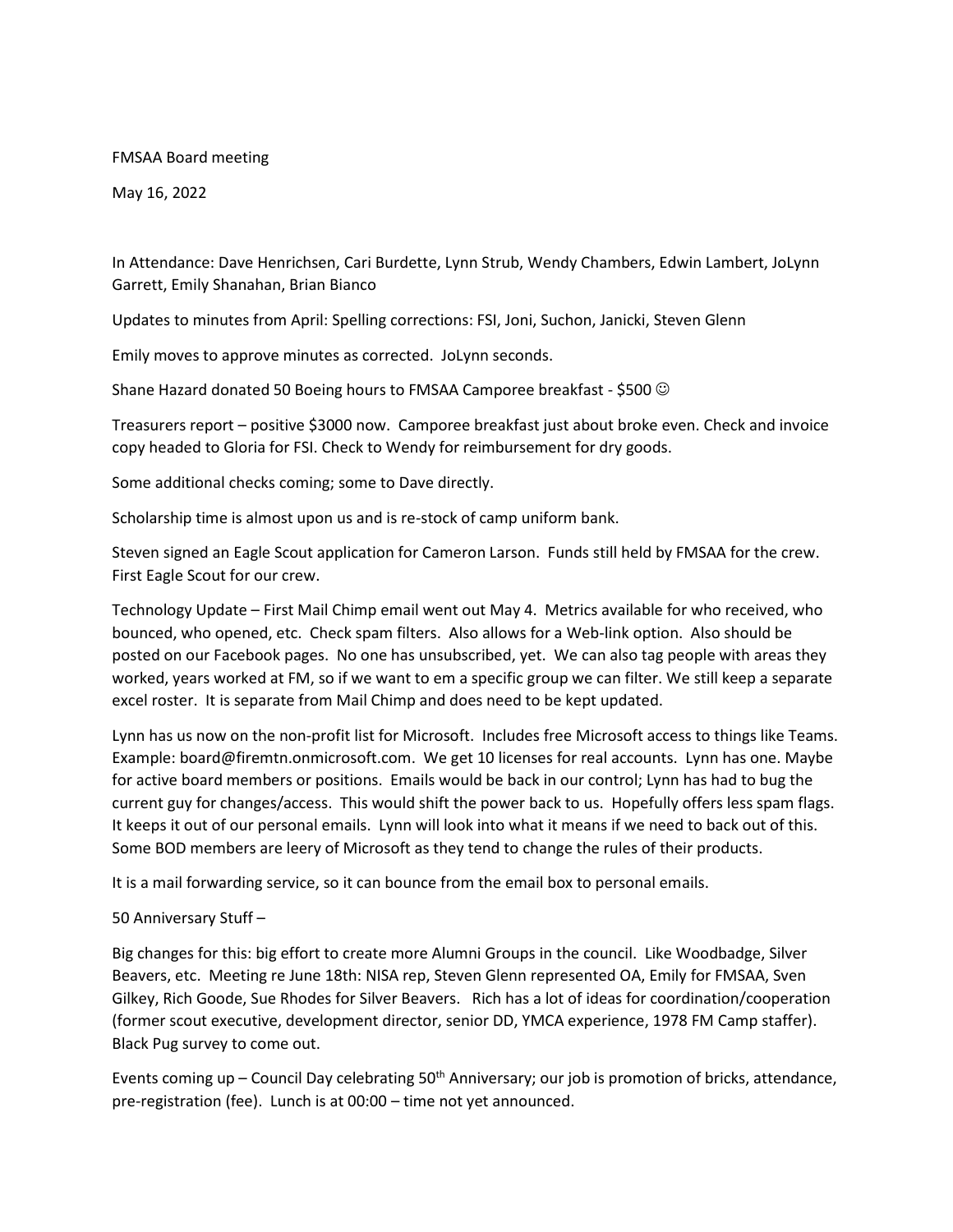FMSAA Board meeting

May 16, 2022

In Attendance: Dave Henrichsen, Cari Burdette, Lynn Strub, Wendy Chambers, Edwin Lambert, JoLynn Garrett, Emily Shanahan, Brian Bianco

Updates to minutes from April: Spelling corrections: FSI, Joni, Suchon, Janicki, Steven Glenn

Emily moves to approve minutes as corrected. JoLynn seconds.

Shane Hazard donated 50 Boeing hours to FMSAA Camporee breakfast - $500 ☺

Treasurers report – positive $3000 now. Camporee breakfast just about broke even. Check and invoice copy headed to Gloria for FSI. Check to Wendy for reimbursement for dry goods.

Some additional checks coming; some to Dave directly.

Scholarship time is almost upon us and is re-stock of camp uniform bank.

Steven signed an Eagle Scout application for Cameron Larson. Funds still held by FMSAA for the crew. First Eagle Scout for our crew.

Technology Update – First Mail Chimp email went out May 4. Metrics available for who received, who bounced, who opened, etc. Check spam filters. Also allows for a Web-link option. Also should be posted on our Facebook pages. No one has unsubscribed, yet. We can also tag people with areas they worked, years worked at FM, so if we want to em a specific group we can filter. We still keep a separate excel roster. It is separate from Mail Chimp and does need to be kept updated.

Lynn has us now on the non-profit list for Microsoft. Includes free Microsoft access to things like Teams. Example: board@firemtn.onmicrosoft.com. We get 10 licenses for real accounts. Lynn has one. Maybe for active board members or positions. Emails would be back in our control; Lynn has had to bug the current guy for changes/access. This would shift the power back to us. Hopefully offers less spam flags. It keeps it out of our personal emails. Lynn will look into what it means if we need to back out of this. Some BOD members are leery of Microsoft as they tend to change the rules of their products.

It is a mail forwarding service, so it can bounce from the email box to personal emails.

50 Anniversary Stuff –

Big changes for this: big effort to create more Alumni Groups in the council. Like Woodbadge, Silver Beavers, etc. Meeting re June 18th: NISA rep, Steven Glenn represented OA, Emily for FMSAA, Sven Gilkey, Rich Goode, Sue Rhodes for Silver Beavers. Rich has a lot of ideas for coordination/cooperation (former scout executive, development director, senior DD, YMCA experience, 1978 FM Camp staffer). Black Pug survey to come out.

Events coming up – Council Day celebrating 50th Anniversary; our job is promotion of bricks, attendance, pre-registration (fee). Lunch is at 00:00 – time not yet announced.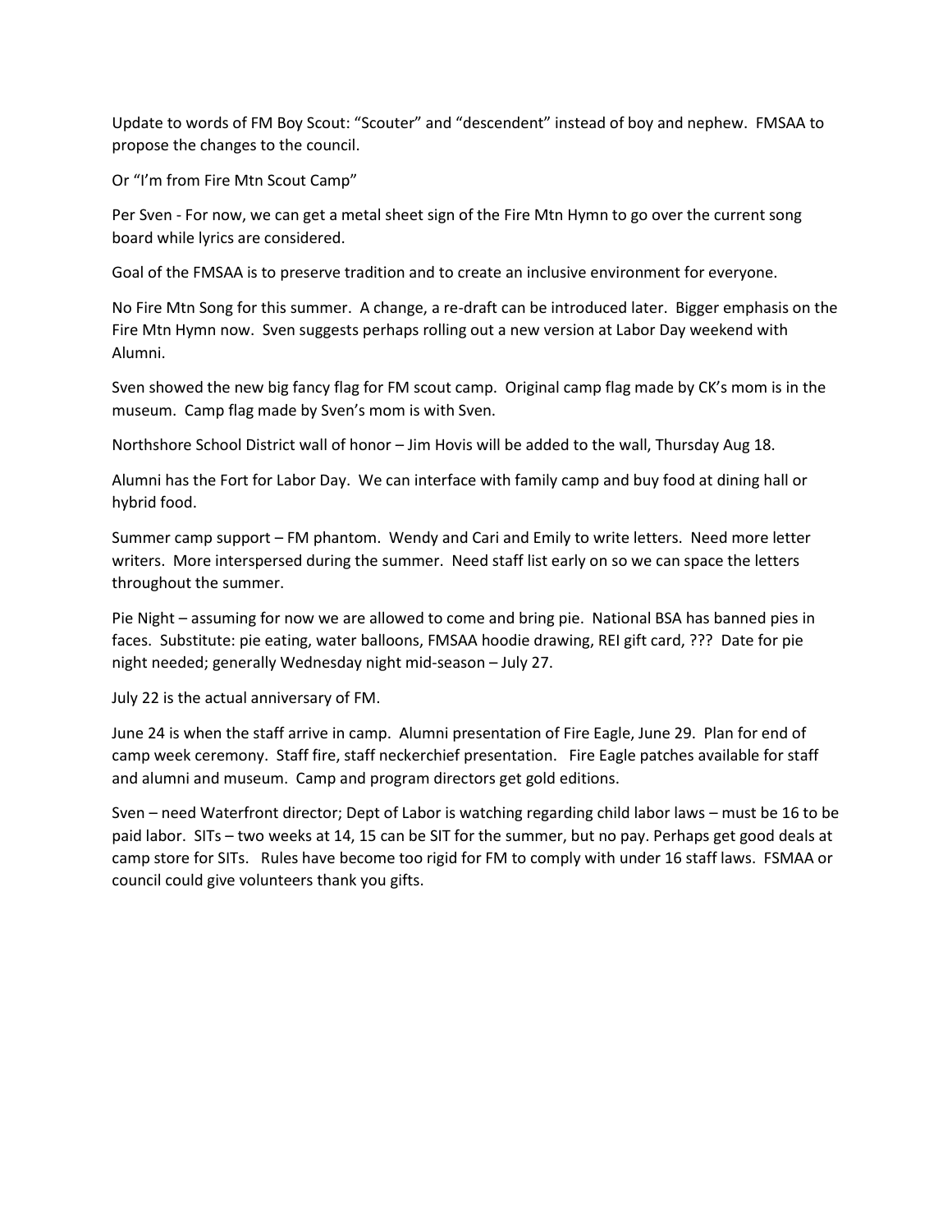Update to words of FM Boy Scout: "Scouter" and "descendent" instead of boy and nephew. FMSAA to propose the changes to the council.

Or "I'm from Fire Mtn Scout Camp"

Per Sven - For now, we can get a metal sheet sign of the Fire Mtn Hymn to go over the current song board while lyrics are considered.

Goal of the FMSAA is to preserve tradition and to create an inclusive environment for everyone.

No Fire Mtn Song for this summer. A change, a re-draft can be introduced later. Bigger emphasis on the Fire Mtn Hymn now. Sven suggests perhaps rolling out a new version at Labor Day weekend with Alumni.

Sven showed the new big fancy flag for FM scout camp. Original camp flag made by CK's mom is in the museum. Camp flag made by Sven's mom is with Sven.

Northshore School District wall of honor – Jim Hovis will be added to the wall, Thursday Aug 18.

Alumni has the Fort for Labor Day. We can interface with family camp and buy food at dining hall or hybrid food.

Summer camp support – FM phantom. Wendy and Cari and Emily to write letters. Need more letter writers. More interspersed during the summer. Need staff list early on so we can space the letters throughout the summer.

Pie Night – assuming for now we are allowed to come and bring pie. National BSA has banned pies in faces. Substitute: pie eating, water balloons, FMSAA hoodie drawing, REI gift card, ??? Date for pie night needed; generally Wednesday night mid-season – July 27.

July 22 is the actual anniversary of FM.

June 24 is when the staff arrive in camp. Alumni presentation of Fire Eagle, June 29. Plan for end of camp week ceremony. Staff fire, staff neckerchief presentation. Fire Eagle patches available for staff and alumni and museum. Camp and program directors get gold editions.

Sven – need Waterfront director; Dept of Labor is watching regarding child labor laws – must be 16 to be paid labor. SITs – two weeks at 14, 15 can be SIT for the summer, but no pay. Perhaps get good deals at camp store for SITs. Rules have become too rigid for FM to comply with under 16 staff laws. FSMAA or council could give volunteers thank you gifts.